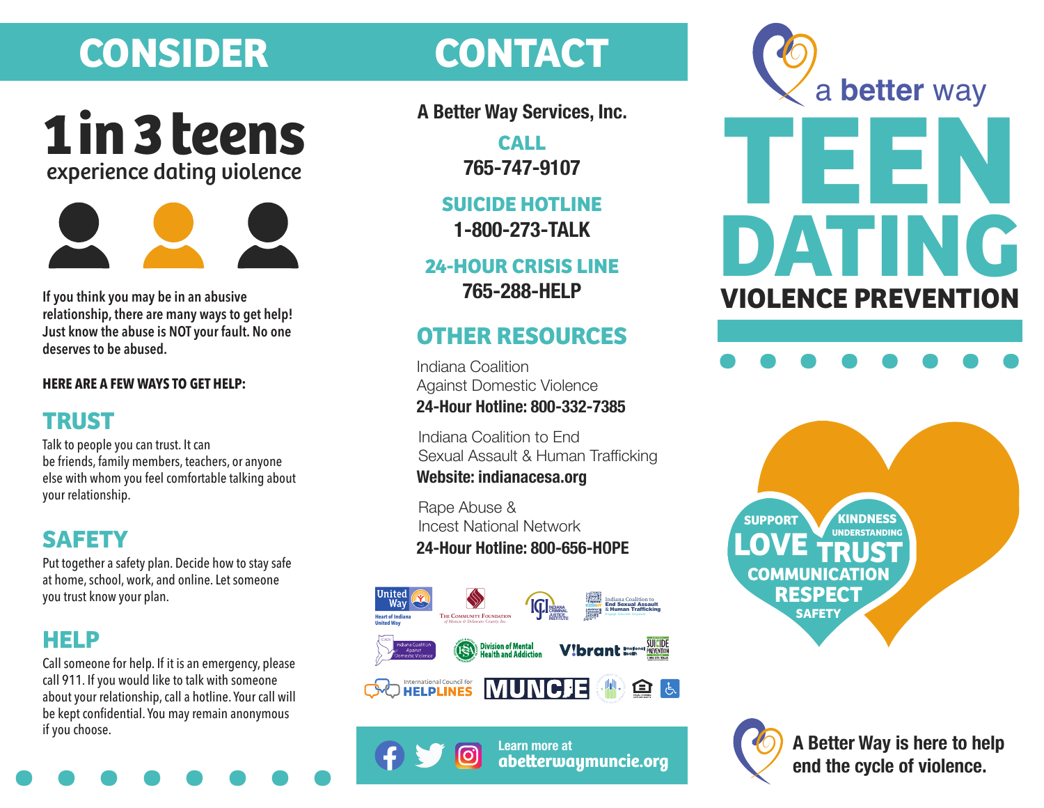# CONSIDER

## 1 in 3 teens

experience dating violence

If you think you may be in an abusive relationship, there are many ways to get help! Just know the abuse is NOT your fault. No one deserves to be abused.

**HERE ARE A FEW WAYS TO GET HELP:**

### TRUST

Talk to people you can trust. It can be friends, family members, teachers, or anyone else with whom you feel comfortable talking about your relationship.

### SAFETY

Put together a safety plan. Decide how to stay safe at home, school, work, and online. Let someone you trust know your plan.

### HELP

Call someone for help. If it is an emergency, please call 911. If you would like to talk with someone about your relationship, call a hotline. Your call will be kept confidential. You may remain anonymous if you choose.

# CONTACT

**A Better Way Services, Inc.**

**CALL**
**765-747-9107**

**SUICIDE HOTLINE**
**1-800-273-TALK**

**24-HOUR CRISIS LINE**
**765-288-HELP**

## OTHER RESOURCES

Indiana Coalition Against Domestic Violence
**24-Hour Hotline: 800-332-7385**

Indiana Coalition to End Sexual Assault & Human Trafficking
**Website: indianacesa.org**

Rape Abuse & Incest National Network
**24-Hour Hotline: 800-656-HOPE**

United Way Heart of Indiana United Way · The Community Foundation of Muncie & Delaware County, Inc. · Indiana Criminal Justice Institute · Indiana Coalition to End Sexual Assault & Human Trafficking · Indiana Coalition Against Domestic Violence · Division of Mental Health and Addiction · Vibrant Emotional Health · Suicide Prevention 1-800-273-TALK · International Council for Helplines · MUNCIE

Learn more at **abetterwaymuncie.org**

a better way

# TEEN DATING VIOLENCE PREVENTION

SUPPORT · KINDNESS · UNDERSTANDING · LOVE · TRUST · COMMUNICATION · RESPECT · SAFETY

**A Better Way is here to help end the cycle of violence.**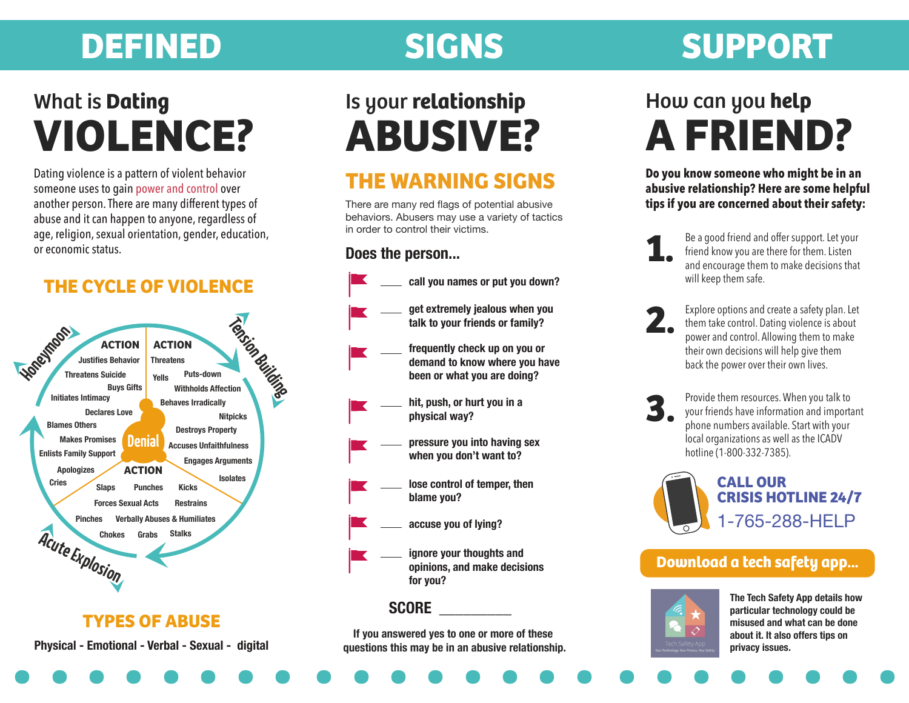# DEFINED

## What is Dating VIOLENCE?

Dating violence is a pattern of violent behavior someone uses to gain power and control over another person. There are many different types of abuse and it can happen to anyone, regardless of age, religion, sexual orientation, gender, education, or economic status.

### THE CYCLE OF VIOLENCE

Honeymoon

Tension Building

Acute Explosion

Denial

ACTION

Justifies Behavior
Threatens Suicide
Buys Gifts
Initiates Intimacy
Declares Love
Blames Others
Makes Promises
Enlists Family Support
Apologizes
Cries

ACTION

Threatens
Yells
Puts-down
Withholds Affection
Behaves Irradically
Nitpicks
Destroys Property
Accuses Unfaithfulness
Engages Arguments
Isolates

ACTION

Slaps
Punches
Kicks
Forces Sexual Acts
Restrains
Pinches
Verbally Abuses & Humiliates
Chokes
Grabs
Stalks

### TYPES OF ABUSE

**Physical - Emotional - Verbal - Sexual - digital**

# SIGNS

## Is your relationship ABUSIVE?

### THE WARNING SIGNS

There are many red flags of potential abusive behaviors. Abusers may use a variety of tactics in order to control their victims.

**Does the person...**

- ____ call you names or put you down?
- ____ get extremely jealous when you talk to your friends or family?
- ____ frequently check up on you or demand to know where you have been or what you are doing?
- ____ hit, push, or hurt you in a physical way?
- ____ pressure you into having sex when you don't want to?
- ____ lose control of temper, then blame you?
- ____ accuse you of lying?
- ____ ignore your thoughts and opinions, and make decisions for you?

**SCORE __________**

**If you answered yes to one or more of these questions this may be in an abusive relationship.**

# SUPPORT

## How can you help A FRIEND?

**Do you know someone who might be in an abusive relationship? Here are some helpful tips if you are concerned about their safety:**

1. Be a good friend and offer support. Let your friend know you are there for them. Listen and encourage them to make decisions that will keep them safe.
2. Explore options and create a safety plan. Let them take control. Dating violence is about power and control. Allowing them to make their own decisions will help give them back the power over their own lives.
3. Provide them resources. When you talk to your friends have information and important phone numbers available. Start with your local organizations as well as the ICADV hotline (1-800-332-7385).

**CALL OUR CRISIS HOTLINE 24/7**
1-765-288-HELP

**Download a tech safety app...**

Tech Safety App
Your Technology. Your Privacy. Your Safety.

**The Tech Safety App details how particular technology could be misused and what can be done about it. It also offers tips on privacy issues.**